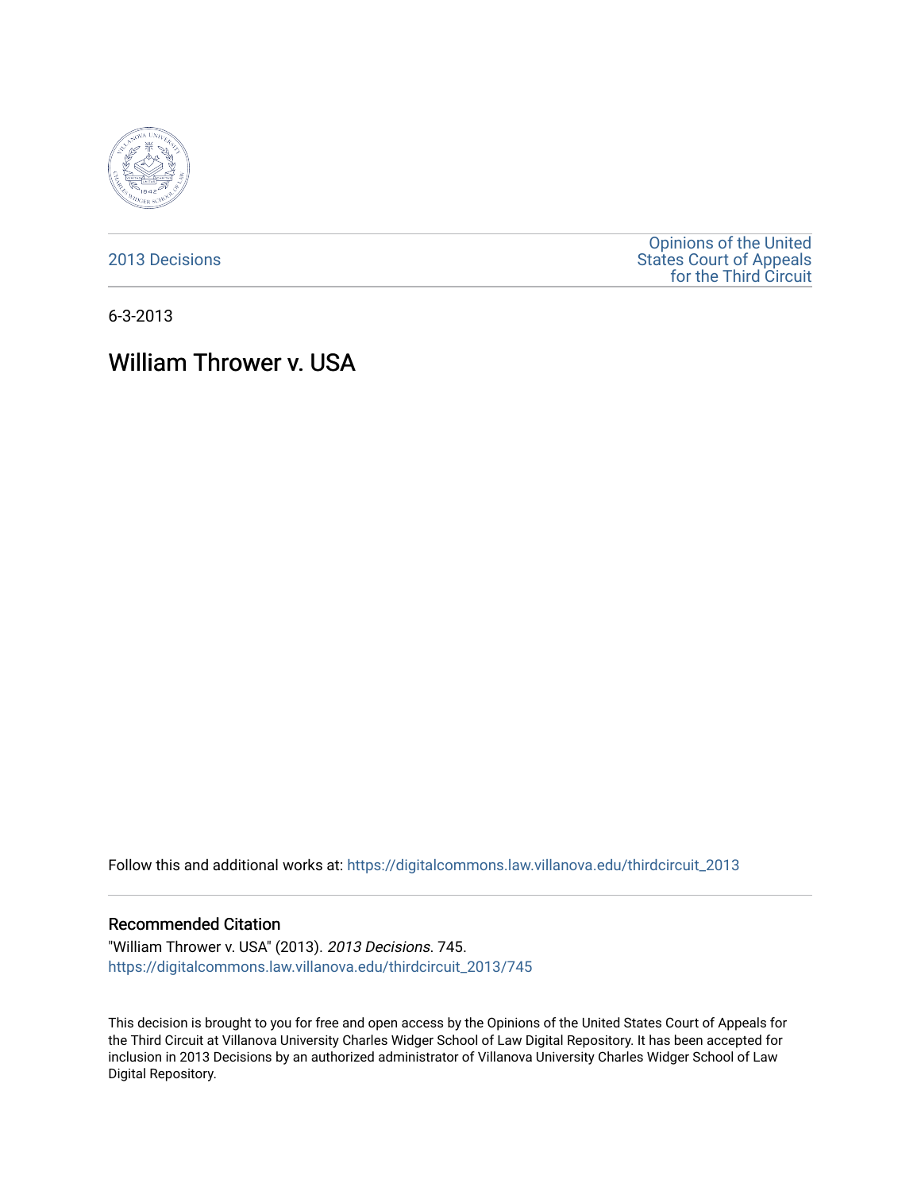2013 Decisions

Opinions of the United States Court of Appeals for the Third Circuit

6-3-2013

# William Thrower v. USA

Follow this and additional works at: https://digitalcommons.law.villanova.edu/thirdcircuit_2013

## Recommended Citation

"William Thrower v. USA" (2013). *2013 Decisions*. 745.
https://digitalcommons.law.villanova.edu/thirdcircuit_2013/745

This decision is brought to you for free and open access by the Opinions of the United States Court of Appeals for the Third Circuit at Villanova University Charles Widger School of Law Digital Repository. It has been accepted for inclusion in 2013 Decisions by an authorized administrator of Villanova University Charles Widger School of Law Digital Repository.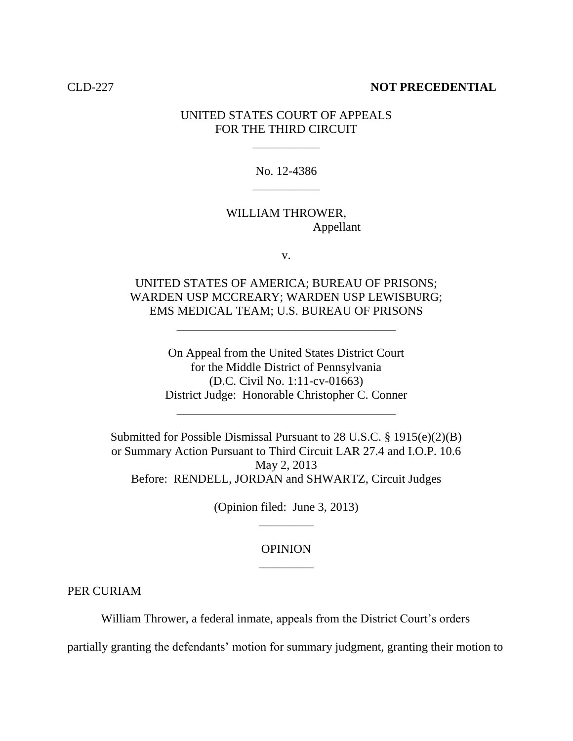CLD-227 **NOT PRECEDENTIAL**

UNITED STATES COURT OF APPEALS
FOR THE THIRD CIRCUIT

---

No. 12-4386

---

WILLIAM THROWER,
Appellant

v.

UNITED STATES OF AMERICA; BUREAU OF PRISONS;
WARDEN USP MCCREARY; WARDEN USP LEWISBURG;
EMS MEDICAL TEAM; U.S. BUREAU OF PRISONS

---

On Appeal from the United States District Court
for the Middle District of Pennsylvania
(D.C. Civil No. 1:11-cv-01663)
District Judge: Honorable Christopher C. Conner

---

Submitted for Possible Dismissal Pursuant to 28 U.S.C. § 1915(e)(2)(B)
or Summary Action Pursuant to Third Circuit LAR 27.4 and I.O.P. 10.6
May 2, 2013
Before: RENDELL, JORDAN and SHWARTZ, Circuit Judges

(Opinion filed: June 3, 2013)

---

OPINION

---

PER CURIAM

William Thrower, a federal inmate, appeals from the District Court's orders partially granting the defendants' motion for summary judgment, granting their motion to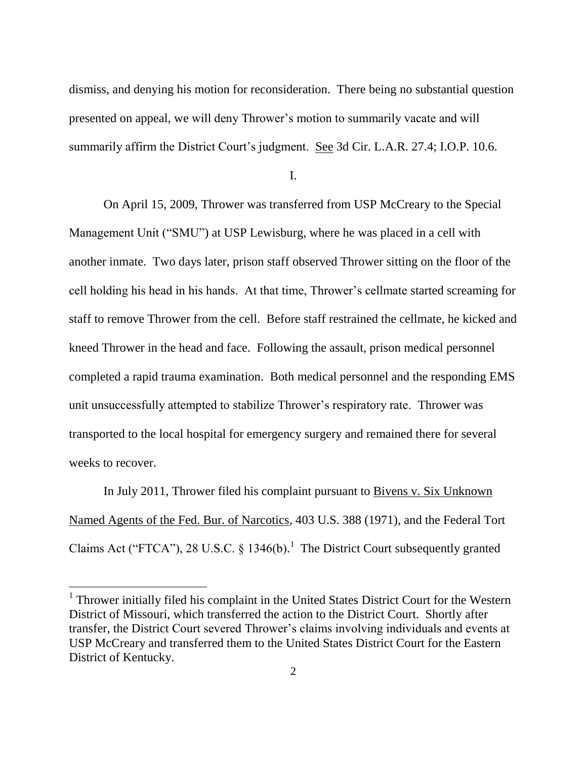dismiss, and denying his motion for reconsideration. There being no substantial question presented on appeal, we will deny Thrower's motion to summarily vacate and will summarily affirm the District Court's judgment. See 3d Cir. L.A.R. 27.4; I.O.P. 10.6.

I.

On April 15, 2009, Thrower was transferred from USP McCreary to the Special Management Unit ("SMU") at USP Lewisburg, where he was placed in a cell with another inmate. Two days later, prison staff observed Thrower sitting on the floor of the cell holding his head in his hands. At that time, Thrower's cellmate started screaming for staff to remove Thrower from the cell. Before staff restrained the cellmate, he kicked and kneed Thrower in the head and face. Following the assault, prison medical personnel completed a rapid trauma examination. Both medical personnel and the responding EMS unit unsuccessfully attempted to stabilize Thrower's respiratory rate. Thrower was transported to the local hospital for emergency surgery and remained there for several weeks to recover.

In July 2011, Thrower filed his complaint pursuant to Bivens v. Six Unknown Named Agents of the Fed. Bur. of Narcotics, 403 U.S. 388 (1971), and the Federal Tort Claims Act ("FTCA"), 28 U.S.C. § 1346(b).[1] The District Court subsequently granted

[1] Thrower initially filed his complaint in the United States District Court for the Western District of Missouri, which transferred the action to the District Court. Shortly after transfer, the District Court severed Thrower's claims involving individuals and events at USP McCreary and transferred them to the United States District Court for the Eastern District of Kentucky.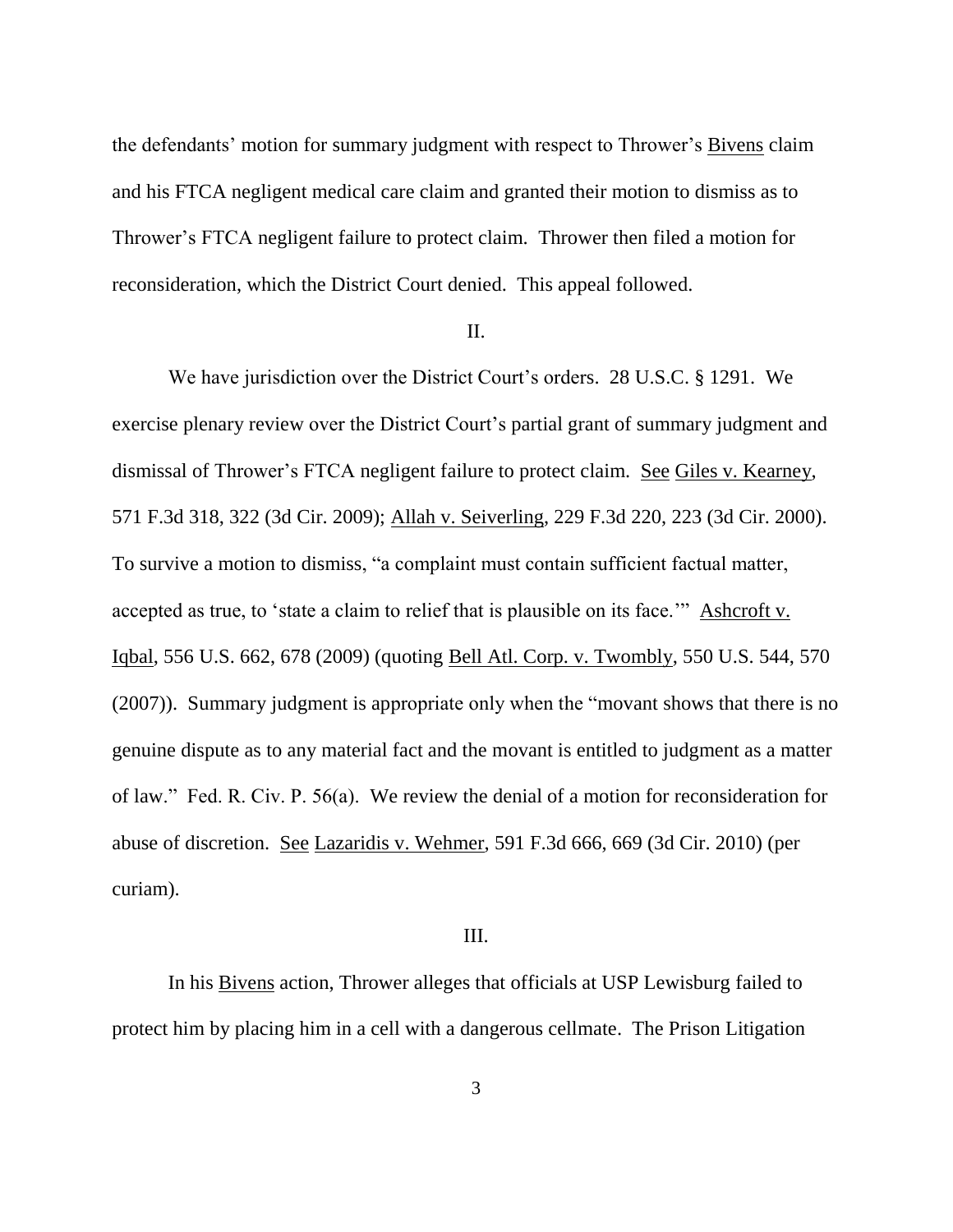the defendants' motion for summary judgment with respect to Thrower's Bivens claim and his FTCA negligent medical care claim and granted their motion to dismiss as to Thrower's FTCA negligent failure to protect claim. Thrower then filed a motion for reconsideration, which the District Court denied. This appeal followed.

## II.

We have jurisdiction over the District Court's orders. 28 U.S.C. § 1291. We exercise plenary review over the District Court's partial grant of summary judgment and dismissal of Thrower's FTCA negligent failure to protect claim. See Giles v. Kearney, 571 F.3d 318, 322 (3d Cir. 2009); Allah v. Seiverling, 229 F.3d 220, 223 (3d Cir. 2000). To survive a motion to dismiss, "a complaint must contain sufficient factual matter, accepted as true, to 'state a claim to relief that is plausible on its face.'" Ashcroft v. Iqbal, 556 U.S. 662, 678 (2009) (quoting Bell Atl. Corp. v. Twombly, 550 U.S. 544, 570 (2007)). Summary judgment is appropriate only when the "movant shows that there is no genuine dispute as to any material fact and the movant is entitled to judgment as a matter of law." Fed. R. Civ. P. 56(a). We review the denial of a motion for reconsideration for abuse of discretion. See Lazaridis v. Wehmer, 591 F.3d 666, 669 (3d Cir. 2010) (per curiam).

## III.

In his Bivens action, Thrower alleges that officials at USP Lewisburg failed to protect him by placing him in a cell with a dangerous cellmate. The Prison Litigation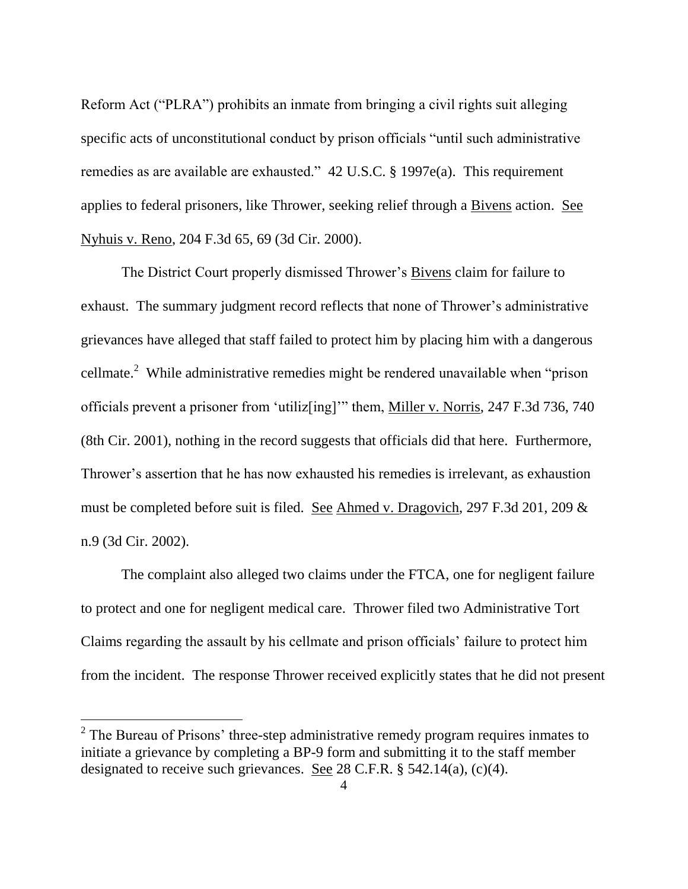Reform Act ("PLRA") prohibits an inmate from bringing a civil rights suit alleging specific acts of unconstitutional conduct by prison officials "until such administrative remedies as are available are exhausted." 42 U.S.C. § 1997e(a). This requirement applies to federal prisoners, like Thrower, seeking relief through a Bivens action. See Nyhuis v. Reno, 204 F.3d 65, 69 (3d Cir. 2000).

The District Court properly dismissed Thrower's Bivens claim for failure to exhaust. The summary judgment record reflects that none of Thrower's administrative grievances have alleged that staff failed to protect him by placing him with a dangerous cellmate.[2] While administrative remedies might be rendered unavailable when "prison officials prevent a prisoner from 'utiliz[ing]'" them, Miller v. Norris, 247 F.3d 736, 740 (8th Cir. 2001), nothing in the record suggests that officials did that here. Furthermore, Thrower's assertion that he has now exhausted his remedies is irrelevant, as exhaustion must be completed before suit is filed. See Ahmed v. Dragovich, 297 F.3d 201, 209 & n.9 (3d Cir. 2002).

The complaint also alleged two claims under the FTCA, one for negligent failure to protect and one for negligent medical care. Thrower filed two Administrative Tort Claims regarding the assault by his cellmate and prison officials' failure to protect him from the incident. The response Thrower received explicitly states that he did not present

---

[2] The Bureau of Prisons' three-step administrative remedy program requires inmates to initiate a grievance by completing a BP-9 form and submitting it to the staff member designated to receive such grievances. See 28 C.F.R. § 542.14(a), (c)(4).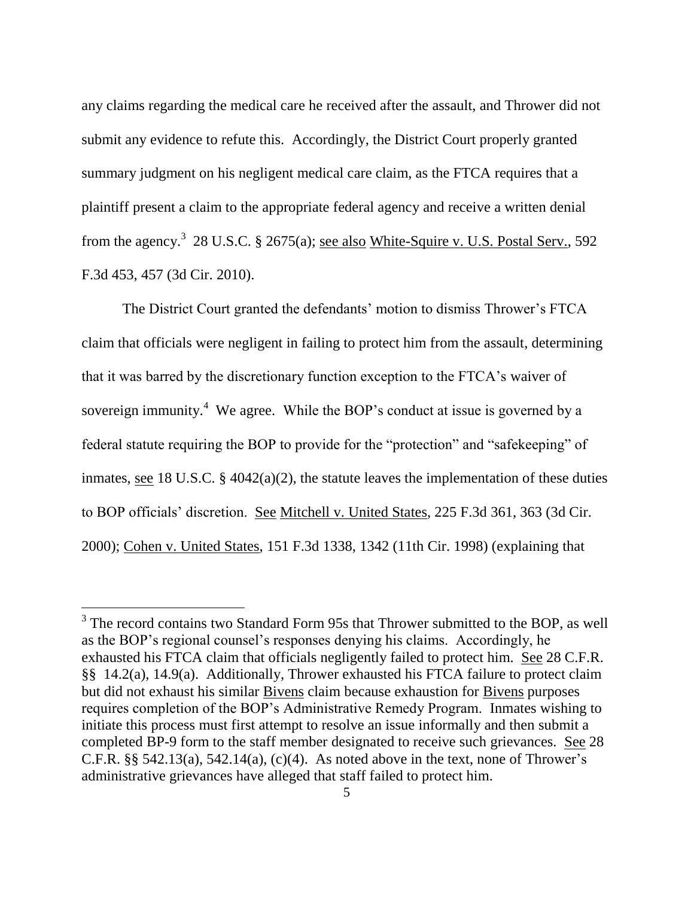any claims regarding the medical care he received after the assault, and Thrower did not submit any evidence to refute this. Accordingly, the District Court properly granted summary judgment on his negligent medical care claim, as the FTCA requires that a plaintiff present a claim to the appropriate federal agency and receive a written denial from the agency.[3] 28 U.S.C. § 2675(a); see also White-Squire v. U.S. Postal Serv., 592 F.3d 453, 457 (3d Cir. 2010).

The District Court granted the defendants' motion to dismiss Thrower's FTCA claim that officials were negligent in failing to protect him from the assault, determining that it was barred by the discretionary function exception to the FTCA's waiver of sovereign immunity.[4] We agree. While the BOP's conduct at issue is governed by a federal statute requiring the BOP to provide for the "protection" and "safekeeping" of inmates, see 18 U.S.C. § 4042(a)(2), the statute leaves the implementation of these duties to BOP officials' discretion. See Mitchell v. United States, 225 F.3d 361, 363 (3d Cir. 2000); Cohen v. United States, 151 F.3d 1338, 1342 (11th Cir. 1998) (explaining that

---

[3] The record contains two Standard Form 95s that Thrower submitted to the BOP, as well as the BOP's regional counsel's responses denying his claims. Accordingly, he exhausted his FTCA claim that officials negligently failed to protect him. See 28 C.F.R. §§ 14.2(a), 14.9(a). Additionally, Thrower exhausted his FTCA failure to protect claim but did not exhaust his similar Bivens claim because exhaustion for Bivens purposes requires completion of the BOP's Administrative Remedy Program. Inmates wishing to initiate this process must first attempt to resolve an issue informally and then submit a completed BP-9 form to the staff member designated to receive such grievances. See 28 C.F.R. §§ 542.13(a), 542.14(a), (c)(4). As noted above in the text, none of Thrower's administrative grievances have alleged that staff failed to protect him.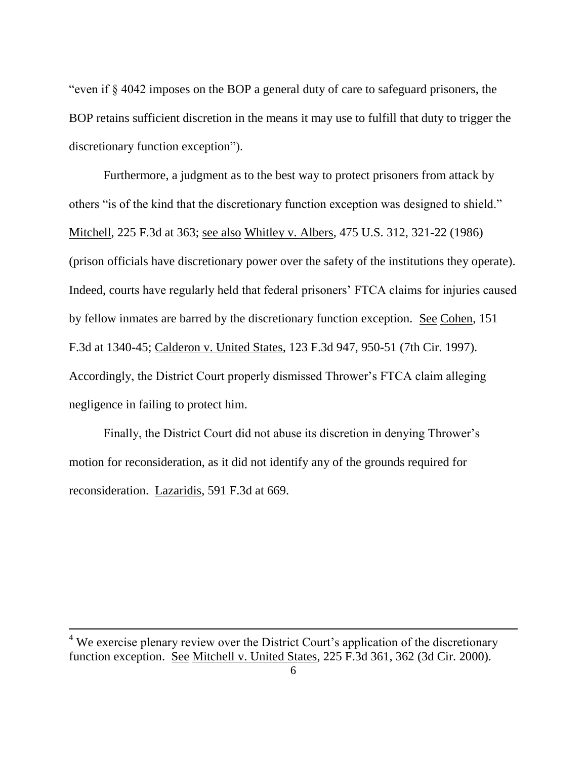"even if § 4042 imposes on the BOP a general duty of care to safeguard prisoners, the BOP retains sufficient discretion in the means it may use to fulfill that duty to trigger the discretionary function exception").

Furthermore, a judgment as to the best way to protect prisoners from attack by others "is of the kind that the discretionary function exception was designed to shield." Mitchell, 225 F.3d at 363; see also Whitley v. Albers, 475 U.S. 312, 321-22 (1986) (prison officials have discretionary power over the safety of the institutions they operate). Indeed, courts have regularly held that federal prisoners' FTCA claims for injuries caused by fellow inmates are barred by the discretionary function exception. See Cohen, 151 F.3d at 1340-45; Calderon v. United States, 123 F.3d 947, 950-51 (7th Cir. 1997). Accordingly, the District Court properly dismissed Thrower's FTCA claim alleging negligence in failing to protect him.

Finally, the District Court did not abuse its discretion in denying Thrower's motion for reconsideration, as it did not identify any of the grounds required for reconsideration. Lazaridis, 591 F.3d at 669.

---

[4] We exercise plenary review over the District Court's application of the discretionary function exception. See Mitchell v. United States, 225 F.3d 361, 362 (3d Cir. 2000).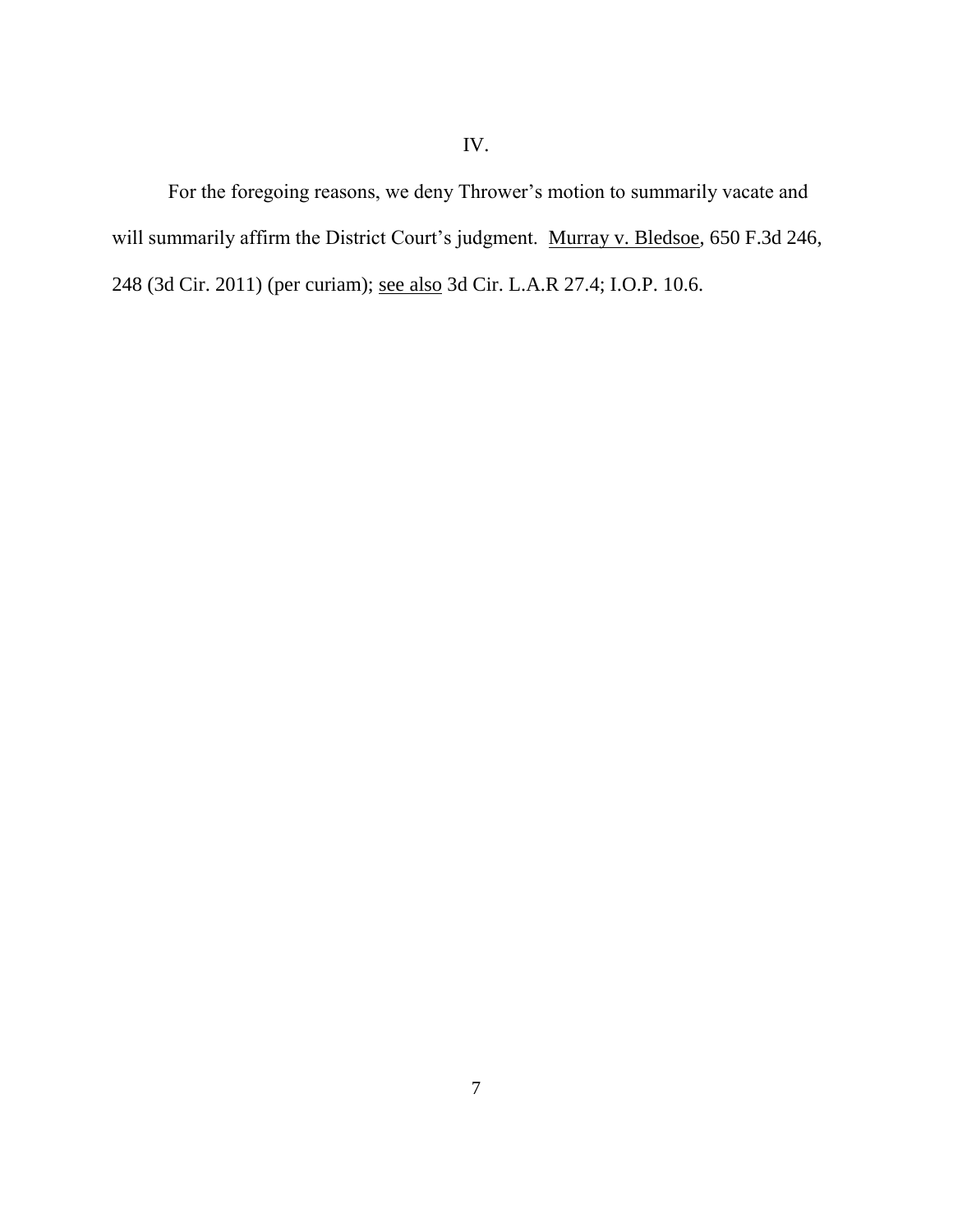IV.

For the foregoing reasons, we deny Thrower's motion to summarily vacate and will summarily affirm the District Court's judgment. Murray v. Bledsoe, 650 F.3d 246, 248 (3d Cir. 2011) (per curiam); see also 3d Cir. L.A.R 27.4; I.O.P. 10.6.